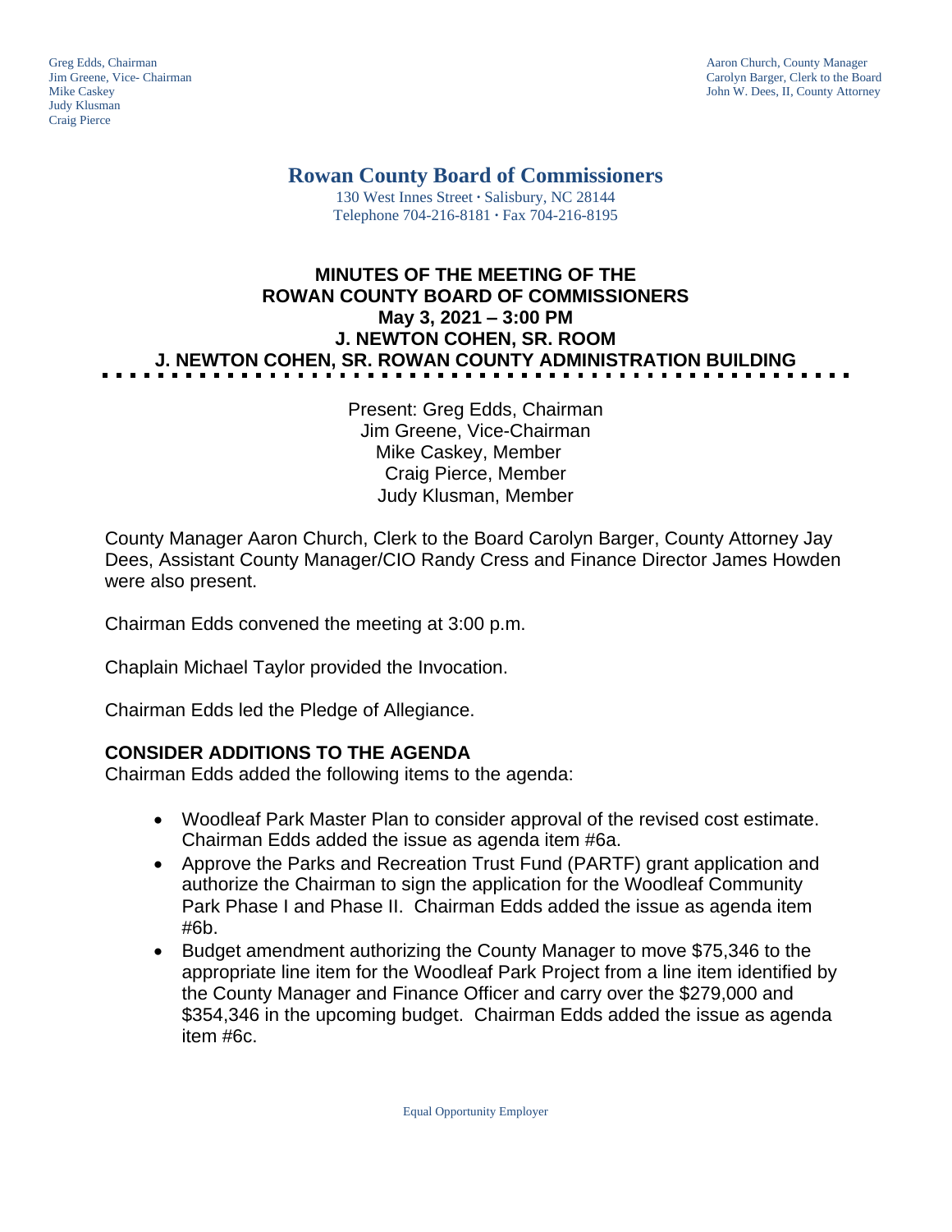Greg Edds, Chairman
Jim Greene, Vice- Chairman
Mike Caskey
Judy Klusman
Craig Pierce

Aaron Church, County Manager
Carolyn Barger, Clerk to the Board
John W. Dees, II, County Attorney

# Rowan County Board of Commissioners

130 West Innes Street · Salisbury, NC 28144
Telephone 704-216-8181 · Fax 704-216-8195

## MINUTES OF THE MEETING OF THE ROWAN COUNTY BOARD OF COMMISSIONERS
## May 3, 2021 – 3:00 PM
## J. NEWTON COHEN, SR. ROOM
## J. NEWTON COHEN, SR. ROWAN COUNTY ADMINISTRATION BUILDING

Present: Greg Edds, Chairman
Jim Greene, Vice-Chairman
Mike Caskey, Member
Craig Pierce, Member
Judy Klusman, Member

County Manager Aaron Church, Clerk to the Board Carolyn Barger, County Attorney Jay Dees, Assistant County Manager/CIO Randy Cress and Finance Director James Howden were also present.

Chairman Edds convened the meeting at 3:00 p.m.

Chaplain Michael Taylor provided the Invocation.

Chairman Edds led the Pledge of Allegiance.

### CONSIDER ADDITIONS TO THE AGENDA

Chairman Edds added the following items to the agenda:

- Woodleaf Park Master Plan to consider approval of the revised cost estimate. Chairman Edds added the issue as agenda item #6a.
- Approve the Parks and Recreation Trust Fund (PARTF) grant application and authorize the Chairman to sign the application for the Woodleaf Community Park Phase I and Phase II. Chairman Edds added the issue as agenda item #6b.
- Budget amendment authorizing the County Manager to move $75,346 to the appropriate line item for the Woodleaf Park Project from a line item identified by the County Manager and Finance Officer and carry over the $279,000 and $354,346 in the upcoming budget. Chairman Edds added the issue as agenda item #6c.

Equal Opportunity Employer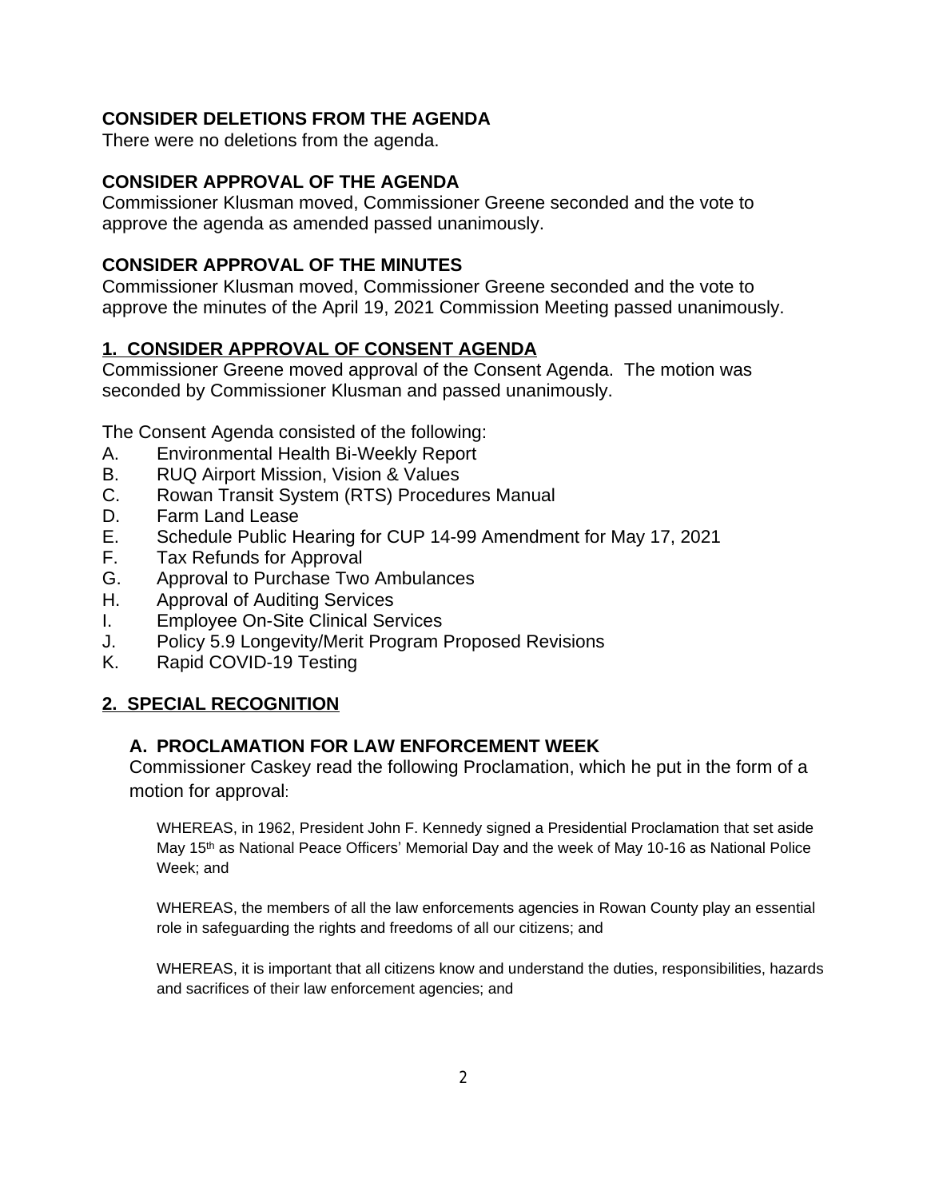**CONSIDER DELETIONS FROM THE AGENDA**
There were no deletions from the agenda.

**CONSIDER APPROVAL OF THE AGENDA**
Commissioner Klusman moved, Commissioner Greene seconded and the vote to approve the agenda as amended passed unanimously.

**CONSIDER APPROVAL OF THE MINUTES**
Commissioner Klusman moved, Commissioner Greene seconded and the vote to approve the minutes of the April 19, 2021 Commission Meeting passed unanimously.

## 1. CONSIDER APPROVAL OF CONSENT AGENDA

Commissioner Greene moved approval of the Consent Agenda. The motion was seconded by Commissioner Klusman and passed unanimously.

The Consent Agenda consisted of the following:

A. Environmental Health Bi-Weekly Report
B. RUQ Airport Mission, Vision & Values
C. Rowan Transit System (RTS) Procedures Manual
D. Farm Land Lease
E. Schedule Public Hearing for CUP 14-99 Amendment for May 17, 2021
F. Tax Refunds for Approval
G. Approval to Purchase Two Ambulances
H. Approval of Auditing Services
I. Employee On-Site Clinical Services
J. Policy 5.9 Longevity/Merit Program Proposed Revisions
K. Rapid COVID-19 Testing

## 2. SPECIAL RECOGNITION

### A. PROCLAMATION FOR LAW ENFORCEMENT WEEK

Commissioner Caskey read the following Proclamation, which he put in the form of a motion for approval:

WHEREAS, in 1962, President John F. Kennedy signed a Presidential Proclamation that set aside May 15th as National Peace Officers' Memorial Day and the week of May 10-16 as National Police Week; and

WHEREAS, the members of all the law enforcements agencies in Rowan County play an essential role in safeguarding the rights and freedoms of all our citizens; and

WHEREAS, it is important that all citizens know and understand the duties, responsibilities, hazards and sacrifices of their law enforcement agencies; and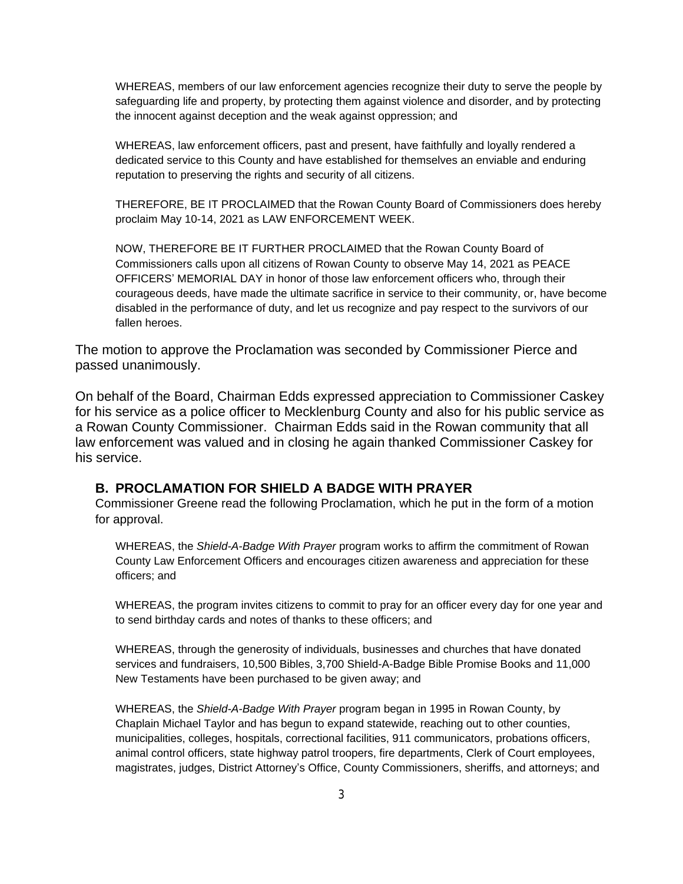WHEREAS, members of our law enforcement agencies recognize their duty to serve the people by safeguarding life and property, by protecting them against violence and disorder, and by protecting the innocent against deception and the weak against oppression; and

WHEREAS, law enforcement officers, past and present, have faithfully and loyally rendered a dedicated service to this County and have established for themselves an enviable and enduring reputation to preserving the rights and security of all citizens.

THEREFORE, BE IT PROCLAIMED that the Rowan County Board of Commissioners does hereby proclaim May 10-14, 2021 as LAW ENFORCEMENT WEEK.

NOW, THEREFORE BE IT FURTHER PROCLAIMED that the Rowan County Board of Commissioners calls upon all citizens of Rowan County to observe May 14, 2021 as PEACE OFFICERS' MEMORIAL DAY in honor of those law enforcement officers who, through their courageous deeds, have made the ultimate sacrifice in service to their community, or, have become disabled in the performance of duty, and let us recognize and pay respect to the survivors of our fallen heroes.

The motion to approve the Proclamation was seconded by Commissioner Pierce and passed unanimously.

On behalf of the Board, Chairman Edds expressed appreciation to Commissioner Caskey for his service as a police officer to Mecklenburg County and also for his public service as a Rowan County Commissioner. Chairman Edds said in the Rowan community that all law enforcement was valued and in closing he again thanked Commissioner Caskey for his service.

## B. PROCLAMATION FOR SHIELD A BADGE WITH PRAYER

Commissioner Greene read the following Proclamation, which he put in the form of a motion for approval.

WHEREAS, the *Shield-A-Badge With Prayer* program works to affirm the commitment of Rowan County Law Enforcement Officers and encourages citizen awareness and appreciation for these officers; and

WHEREAS, the program invites citizens to commit to pray for an officer every day for one year and to send birthday cards and notes of thanks to these officers; and

WHEREAS, through the generosity of individuals, businesses and churches that have donated services and fundraisers, 10,500 Bibles, 3,700 Shield-A-Badge Bible Promise Books and 11,000 New Testaments have been purchased to be given away; and

WHEREAS, the *Shield-A-Badge With Prayer* program began in 1995 in Rowan County, by Chaplain Michael Taylor and has begun to expand statewide, reaching out to other counties, municipalities, colleges, hospitals, correctional facilities, 911 communicators, probations officers, animal control officers, state highway patrol troopers, fire departments, Clerk of Court employees, magistrates, judges, District Attorney's Office, County Commissioners, sheriffs, and attorneys; and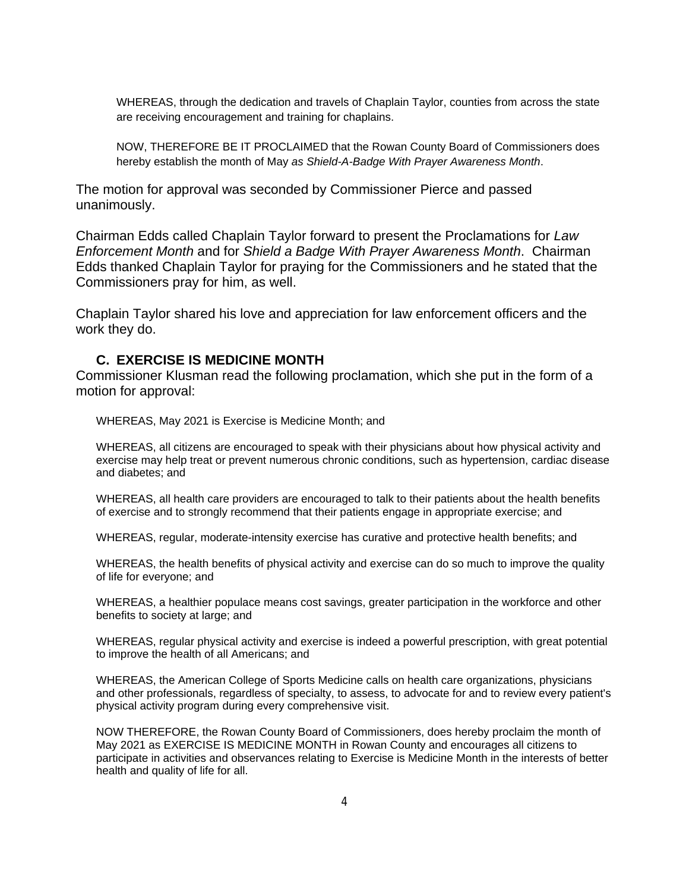WHEREAS, through the dedication and travels of Chaplain Taylor, counties from across the state are receiving encouragement and training for chaplains.

NOW, THEREFORE BE IT PROCLAIMED that the Rowan County Board of Commissioners does hereby establish the month of May *as Shield-A-Badge With Prayer Awareness Month*.

The motion for approval was seconded by Commissioner Pierce and passed unanimously.

Chairman Edds called Chaplain Taylor forward to present the Proclamations for *Law Enforcement Month* and for *Shield a Badge With Prayer Awareness Month*. Chairman Edds thanked Chaplain Taylor for praying for the Commissioners and he stated that the Commissioners pray for him, as well.

Chaplain Taylor shared his love and appreciation for law enforcement officers and the work they do.

### C. EXERCISE IS MEDICINE MONTH

Commissioner Klusman read the following proclamation, which she put in the form of a motion for approval:

WHEREAS, May 2021 is Exercise is Medicine Month; and

WHEREAS, all citizens are encouraged to speak with their physicians about how physical activity and exercise may help treat or prevent numerous chronic conditions, such as hypertension, cardiac disease and diabetes; and

WHEREAS, all health care providers are encouraged to talk to their patients about the health benefits of exercise and to strongly recommend that their patients engage in appropriate exercise; and

WHEREAS, regular, moderate-intensity exercise has curative and protective health benefits; and

WHEREAS, the health benefits of physical activity and exercise can do so much to improve the quality of life for everyone; and

WHEREAS, a healthier populace means cost savings, greater participation in the workforce and other benefits to society at large; and

WHEREAS, regular physical activity and exercise is indeed a powerful prescription, with great potential to improve the health of all Americans; and

WHEREAS, the American College of Sports Medicine calls on health care organizations, physicians and other professionals, regardless of specialty, to assess, to advocate for and to review every patient's physical activity program during every comprehensive visit.

NOW THEREFORE, the Rowan County Board of Commissioners, does hereby proclaim the month of May 2021 as EXERCISE IS MEDICINE MONTH in Rowan County and encourages all citizens to participate in activities and observances relating to Exercise is Medicine Month in the interests of better health and quality of life for all.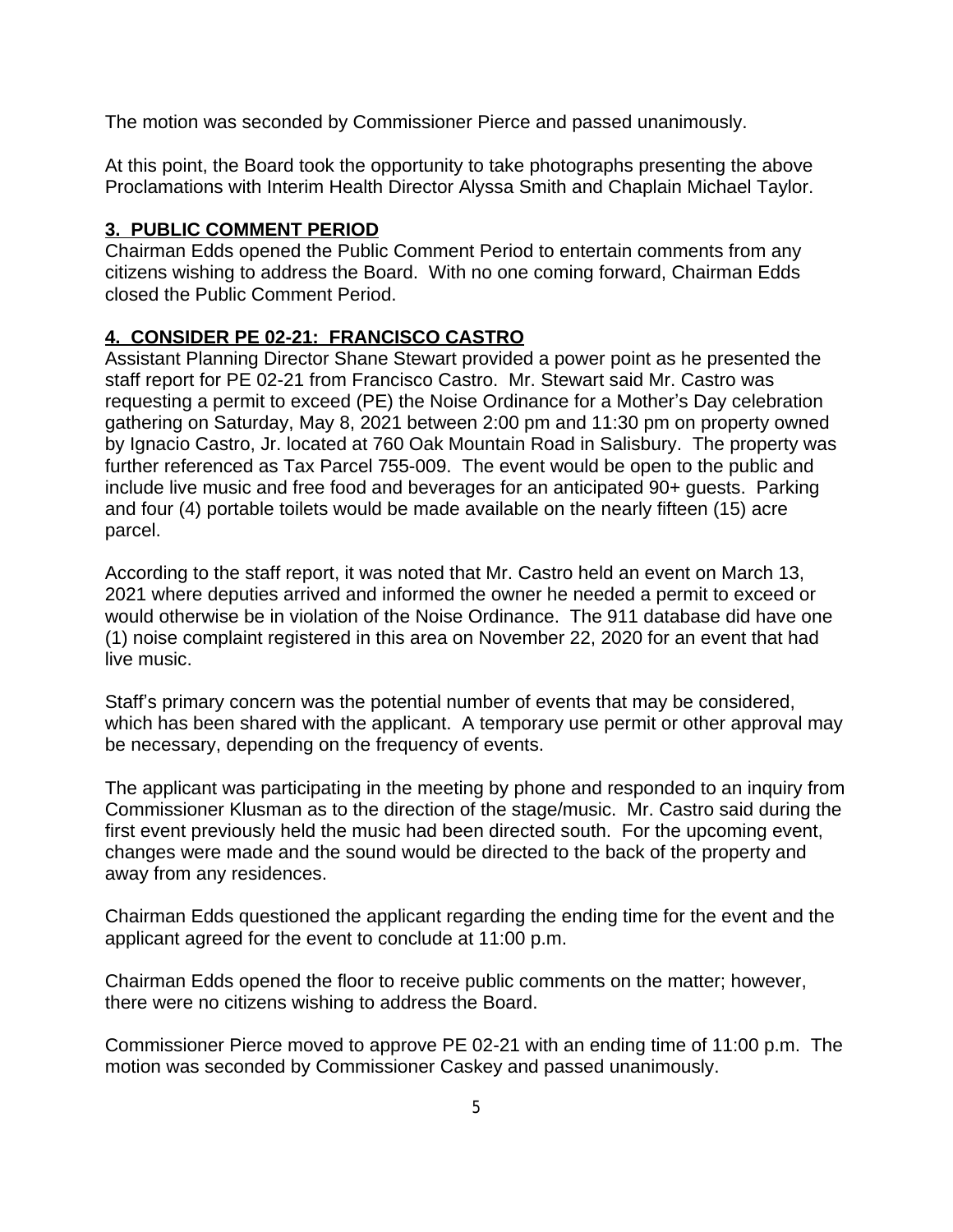The motion was seconded by Commissioner Pierce and passed unanimously.

At this point, the Board took the opportunity to take photographs presenting the above Proclamations with Interim Health Director Alyssa Smith and Chaplain Michael Taylor.

## 3. PUBLIC COMMENT PERIOD

Chairman Edds opened the Public Comment Period to entertain comments from any citizens wishing to address the Board. With no one coming forward, Chairman Edds closed the Public Comment Period.

## 4. CONSIDER PE 02-21: FRANCISCO CASTRO

Assistant Planning Director Shane Stewart provided a power point as he presented the staff report for PE 02-21 from Francisco Castro. Mr. Stewart said Mr. Castro was requesting a permit to exceed (PE) the Noise Ordinance for a Mother's Day celebration gathering on Saturday, May 8, 2021 between 2:00 pm and 11:30 pm on property owned by Ignacio Castro, Jr. located at 760 Oak Mountain Road in Salisbury. The property was further referenced as Tax Parcel 755-009. The event would be open to the public and include live music and free food and beverages for an anticipated 90+ guests. Parking and four (4) portable toilets would be made available on the nearly fifteen (15) acre parcel.

According to the staff report, it was noted that Mr. Castro held an event on March 13, 2021 where deputies arrived and informed the owner he needed a permit to exceed or would otherwise be in violation of the Noise Ordinance. The 911 database did have one (1) noise complaint registered in this area on November 22, 2020 for an event that had live music.

Staff's primary concern was the potential number of events that may be considered, which has been shared with the applicant. A temporary use permit or other approval may be necessary, depending on the frequency of events.

The applicant was participating in the meeting by phone and responded to an inquiry from Commissioner Klusman as to the direction of the stage/music. Mr. Castro said during the first event previously held the music had been directed south. For the upcoming event, changes were made and the sound would be directed to the back of the property and away from any residences.

Chairman Edds questioned the applicant regarding the ending time for the event and the applicant agreed for the event to conclude at 11:00 p.m.

Chairman Edds opened the floor to receive public comments on the matter; however, there were no citizens wishing to address the Board.

Commissioner Pierce moved to approve PE 02-21 with an ending time of 11:00 p.m. The motion was seconded by Commissioner Caskey and passed unanimously.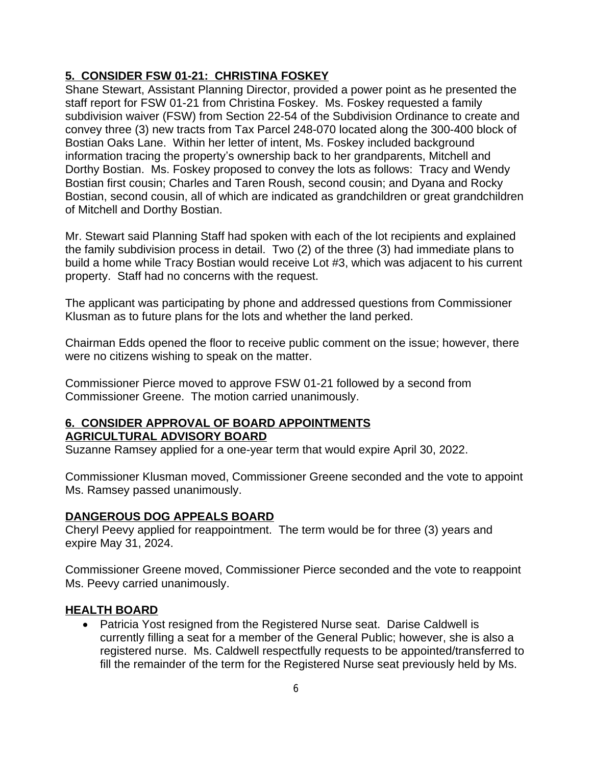**5. CONSIDER FSW 01-21: CHRISTINA FOSKEY**

Shane Stewart, Assistant Planning Director, provided a power point as he presented the staff report for FSW 01-21 from Christina Foskey. Ms. Foskey requested a family subdivision waiver (FSW) from Section 22-54 of the Subdivision Ordinance to create and convey three (3) new tracts from Tax Parcel 248-070 located along the 300-400 block of Bostian Oaks Lane. Within her letter of intent, Ms. Foskey included background information tracing the property's ownership back to her grandparents, Mitchell and Dorthy Bostian. Ms. Foskey proposed to convey the lots as follows: Tracy and Wendy Bostian first cousin; Charles and Taren Roush, second cousin; and Dyana and Rocky Bostian, second cousin, all of which are indicated as grandchildren or great grandchildren of Mitchell and Dorthy Bostian.

Mr. Stewart said Planning Staff had spoken with each of the lot recipients and explained the family subdivision process in detail. Two (2) of the three (3) had immediate plans to build a home while Tracy Bostian would receive Lot #3, which was adjacent to his current property. Staff had no concerns with the request.

The applicant was participating by phone and addressed questions from Commissioner Klusman as to future plans for the lots and whether the land perked.

Chairman Edds opened the floor to receive public comment on the issue; however, there were no citizens wishing to speak on the matter.

Commissioner Pierce moved to approve FSW 01-21 followed by a second from Commissioner Greene. The motion carried unanimously.

**6. CONSIDER APPROVAL OF BOARD APPOINTMENTS**

**AGRICULTURAL ADVISORY BOARD**

Suzanne Ramsey applied for a one-year term that would expire April 30, 2022.

Commissioner Klusman moved, Commissioner Greene seconded and the vote to appoint Ms. Ramsey passed unanimously.

**DANGEROUS DOG APPEALS BOARD**

Cheryl Peevy applied for reappointment. The term would be for three (3) years and expire May 31, 2024.

Commissioner Greene moved, Commissioner Pierce seconded and the vote to reappoint Ms. Peevy carried unanimously.

**HEALTH BOARD**

- Patricia Yost resigned from the Registered Nurse seat. Darise Caldwell is currently filling a seat for a member of the General Public; however, she is also a registered nurse. Ms. Caldwell respectfully requests to be appointed/transferred to fill the remainder of the term for the Registered Nurse seat previously held by Ms.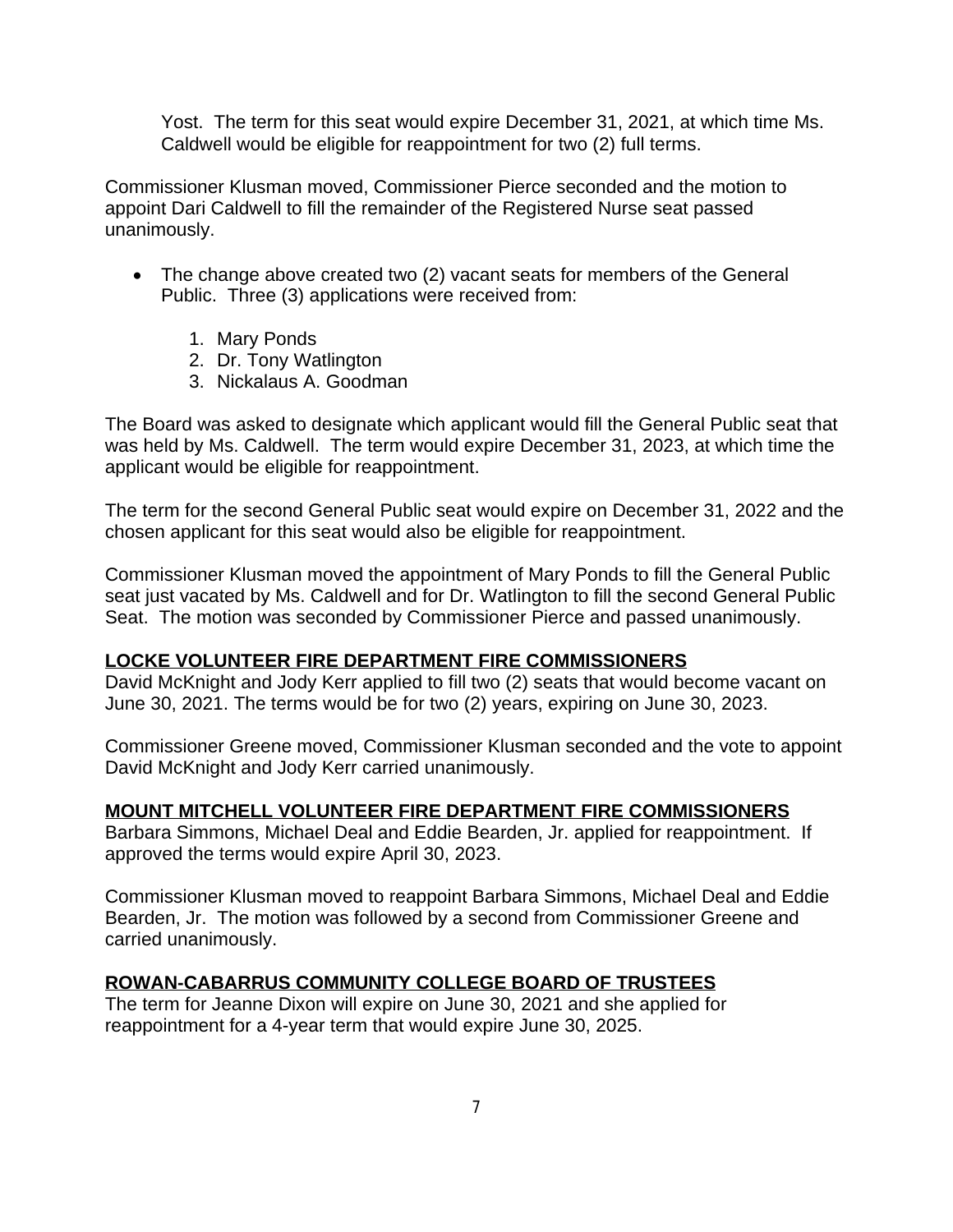Yost. The term for this seat would expire December 31, 2021, at which time Ms. Caldwell would be eligible for reappointment for two (2) full terms.

Commissioner Klusman moved, Commissioner Pierce seconded and the motion to appoint Dari Caldwell to fill the remainder of the Registered Nurse seat passed unanimously.

- The change above created two (2) vacant seats for members of the General Public. Three (3) applications were received from:

    1. Mary Ponds
    2. Dr. Tony Watlington
    3. Nickalaus A. Goodman

The Board was asked to designate which applicant would fill the General Public seat that was held by Ms. Caldwell. The term would expire December 31, 2023, at which time the applicant would be eligible for reappointment.

The term for the second General Public seat would expire on December 31, 2022 and the chosen applicant for this seat would also be eligible for reappointment.

Commissioner Klusman moved the appointment of Mary Ponds to fill the General Public seat just vacated by Ms. Caldwell and for Dr. Watlington to fill the second General Public Seat. The motion was seconded by Commissioner Pierce and passed unanimously.

**LOCKE VOLUNTEER FIRE DEPARTMENT FIRE COMMISSIONERS**

David McKnight and Jody Kerr applied to fill two (2) seats that would become vacant on June 30, 2021. The terms would be for two (2) years, expiring on June 30, 2023.

Commissioner Greene moved, Commissioner Klusman seconded and the vote to appoint David McKnight and Jody Kerr carried unanimously.

**MOUNT MITCHELL VOLUNTEER FIRE DEPARTMENT FIRE COMMISSIONERS**

Barbara Simmons, Michael Deal and Eddie Bearden, Jr. applied for reappointment. If approved the terms would expire April 30, 2023.

Commissioner Klusman moved to reappoint Barbara Simmons, Michael Deal and Eddie Bearden, Jr. The motion was followed by a second from Commissioner Greene and carried unanimously.

**ROWAN-CABARRUS COMMUNITY COLLEGE BOARD OF TRUSTEES**

The term for Jeanne Dixon will expire on June 30, 2021 and she applied for reappointment for a 4-year term that would expire June 30, 2025.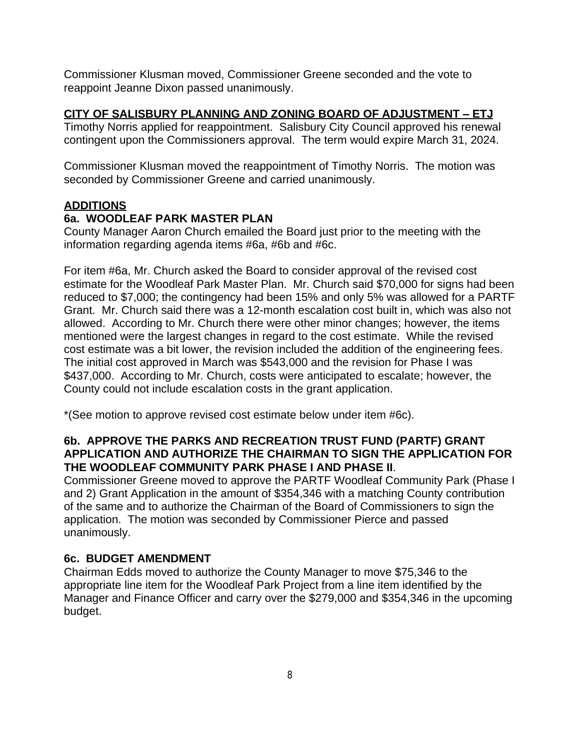Commissioner Klusman moved, Commissioner Greene seconded and the vote to reappoint Jeanne Dixon passed unanimously.

**CITY OF SALISBURY PLANNING AND ZONING BOARD OF ADJUSTMENT – ETJ**

Timothy Norris applied for reappointment. Salisbury City Council approved his renewal contingent upon the Commissioners approval. The term would expire March 31, 2024.

Commissioner Klusman moved the reappointment of Timothy Norris. The motion was seconded by Commissioner Greene and carried unanimously.

**ADDITIONS**

**6a. WOODLEAF PARK MASTER PLAN**

County Manager Aaron Church emailed the Board just prior to the meeting with the information regarding agenda items #6a, #6b and #6c.

For item #6a, Mr. Church asked the Board to consider approval of the revised cost estimate for the Woodleaf Park Master Plan. Mr. Church said $70,000 for signs had been reduced to $7,000; the contingency had been 15% and only 5% was allowed for a PARTF Grant. Mr. Church said there was a 12-month escalation cost built in, which was also not allowed. According to Mr. Church there were other minor changes; however, the items mentioned were the largest changes in regard to the cost estimate. While the revised cost estimate was a bit lower, the revision included the addition of the engineering fees. The initial cost approved in March was $543,000 and the revision for Phase I was $437,000. According to Mr. Church, costs were anticipated to escalate; however, the County could not include escalation costs in the grant application.

*(See motion to approve revised cost estimate below under item #6c).

**6b. APPROVE THE PARKS AND RECREATION TRUST FUND (PARTF) GRANT APPLICATION AND AUTHORIZE THE CHAIRMAN TO SIGN THE APPLICATION FOR THE WOODLEAF COMMUNITY PARK PHASE I AND PHASE II**.

Commissioner Greene moved to approve the PARTF Woodleaf Community Park (Phase I and 2) Grant Application in the amount of $354,346 with a matching County contribution of the same and to authorize the Chairman of the Board of Commissioners to sign the application. The motion was seconded by Commissioner Pierce and passed unanimously.

**6c. BUDGET AMENDMENT**

Chairman Edds moved to authorize the County Manager to move $75,346 to the appropriate line item for the Woodleaf Park Project from a line item identified by the Manager and Finance Officer and carry over the $279,000 and $354,346 in the upcoming budget.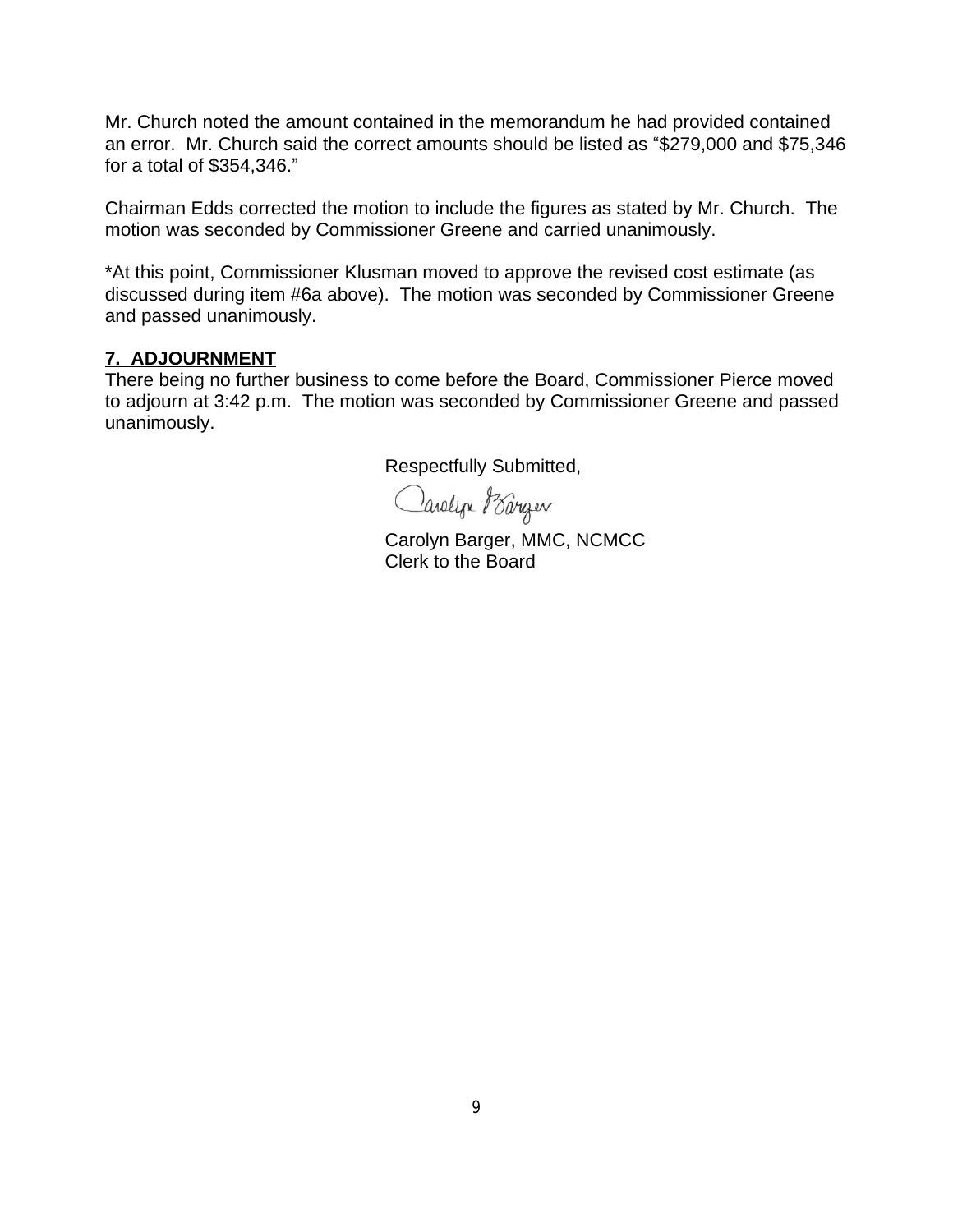Mr. Church noted the amount contained in the memorandum he had provided contained an error. Mr. Church said the correct amounts should be listed as "$279,000 and $75,346 for a total of $354,346."

Chairman Edds corrected the motion to include the figures as stated by Mr. Church. The motion was seconded by Commissioner Greene and carried unanimously.

*At this point, Commissioner Klusman moved to approve the revised cost estimate (as discussed during item #6a above). The motion was seconded by Commissioner Greene and passed unanimously.

**7. ADJOURNMENT**

There being no further business to come before the Board, Commissioner Pierce moved to adjourn at 3:42 p.m. The motion was seconded by Commissioner Greene and passed unanimously.

Respectfully Submitted,

Carolyn Barger

Carolyn Barger, MMC, NCMCC
Clerk to the Board